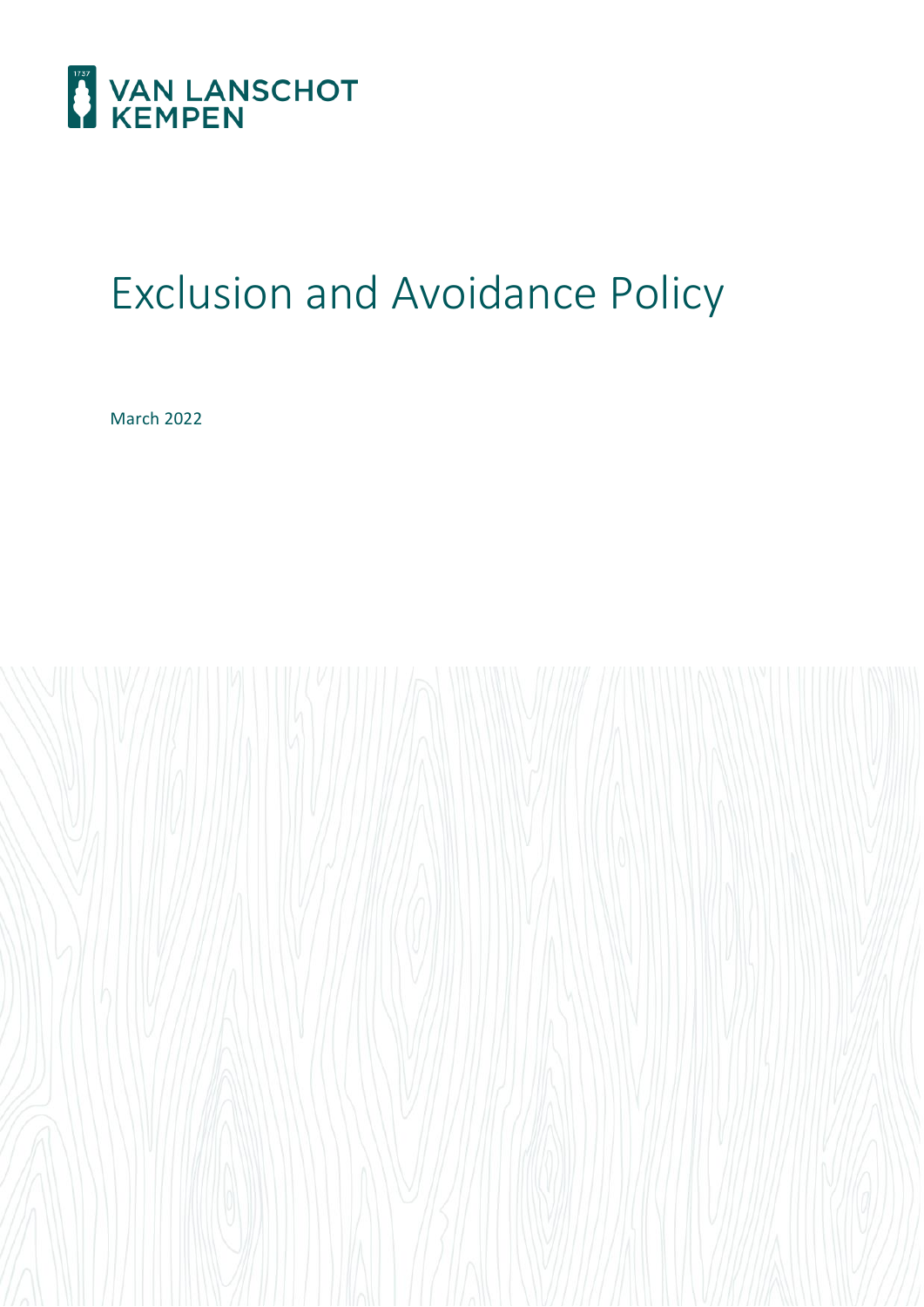VAN LANSCHOT KEMPEN

# Exclusion and Avoidance Policy

March 2022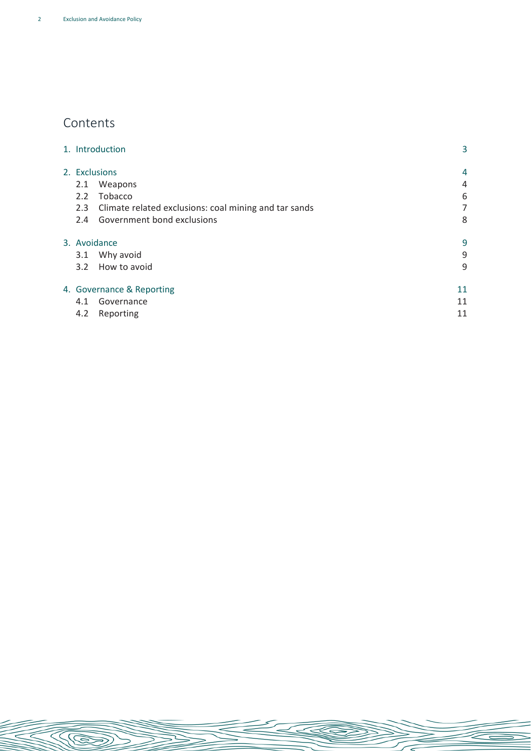# Contents

| | |
|---|---|
| 1. Introduction | 3 |
| 2. Exclusions | 4 |
| 2.1 Weapons | 4 |
| 2.2 Tobacco | 6 |
| 2.3 Climate related exclusions: coal mining and tar sands | 7 |
| 2.4 Government bond exclusions | 8 |
| 3. Avoidance | 9 |
| 3.1 Why avoid | 9 |
| 3.2 How to avoid | 9 |
| 4. Governance & Reporting | 11 |
| 4.1 Governance | 11 |
| 4.2 Reporting | 11 |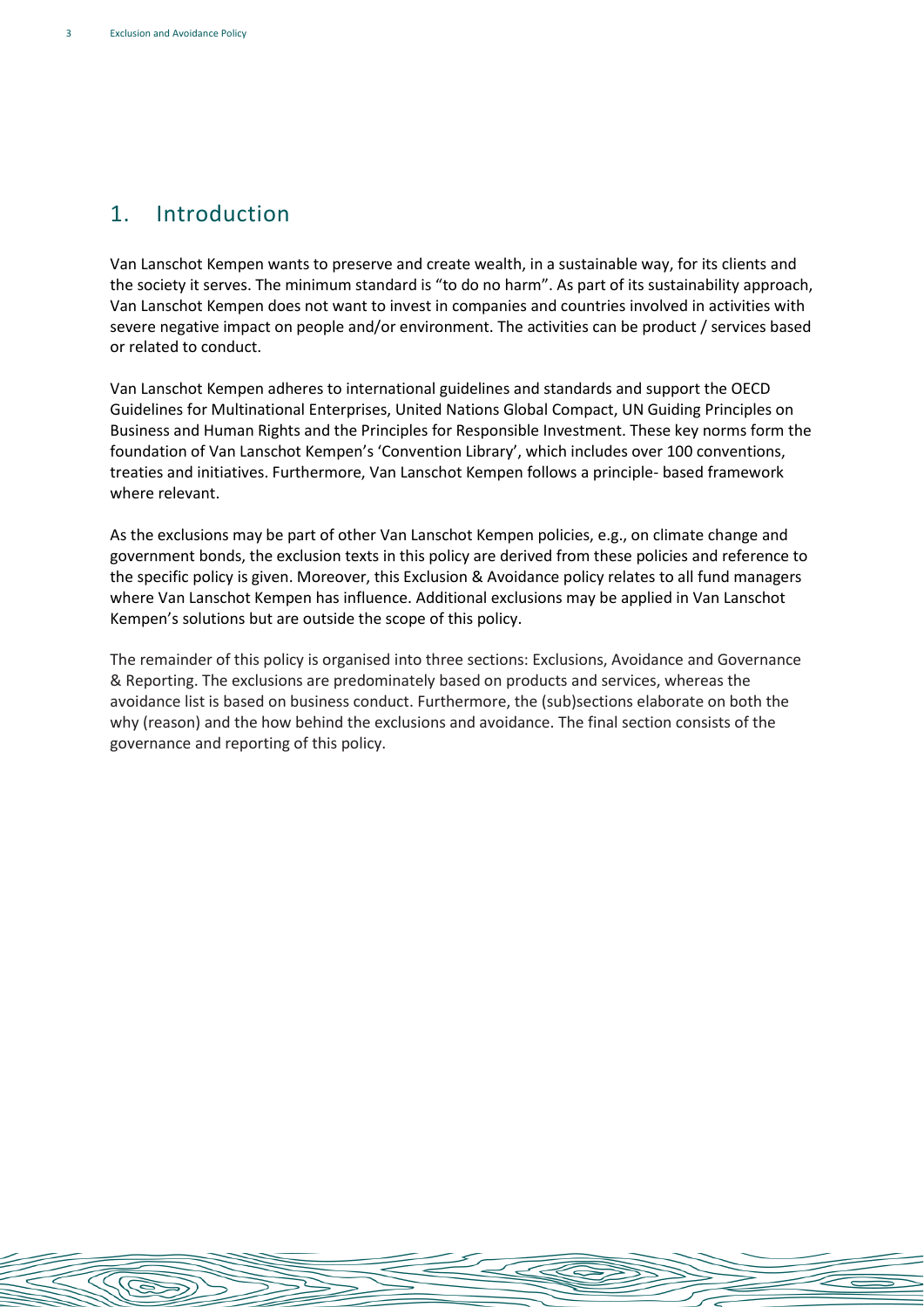## 1. Introduction

Van Lanschot Kempen wants to preserve and create wealth, in a sustainable way, for its clients and the society it serves. The minimum standard is "to do no harm". As part of its sustainability approach, Van Lanschot Kempen does not want to invest in companies and countries involved in activities with severe negative impact on people and/or environment. The activities can be product / services based or related to conduct.

Van Lanschot Kempen adheres to international guidelines and standards and support the OECD Guidelines for Multinational Enterprises, United Nations Global Compact, UN Guiding Principles on Business and Human Rights and the Principles for Responsible Investment. These key norms form the foundation of Van Lanschot Kempen's 'Convention Library', which includes over 100 conventions, treaties and initiatives. Furthermore, Van Lanschot Kempen follows a principle- based framework where relevant.

As the exclusions may be part of other Van Lanschot Kempen policies, e.g., on climate change and government bonds, the exclusion texts in this policy are derived from these policies and reference to the specific policy is given. Moreover, this Exclusion & Avoidance policy relates to all fund managers where Van Lanschot Kempen has influence. Additional exclusions may be applied in Van Lanschot Kempen's solutions but are outside the scope of this policy.

The remainder of this policy is organised into three sections: Exclusions, Avoidance and Governance & Reporting. The exclusions are predominately based on products and services, whereas the avoidance list is based on business conduct. Furthermore, the (sub)sections elaborate on both the why (reason) and the how behind the exclusions and avoidance. The final section consists of the governance and reporting of this policy.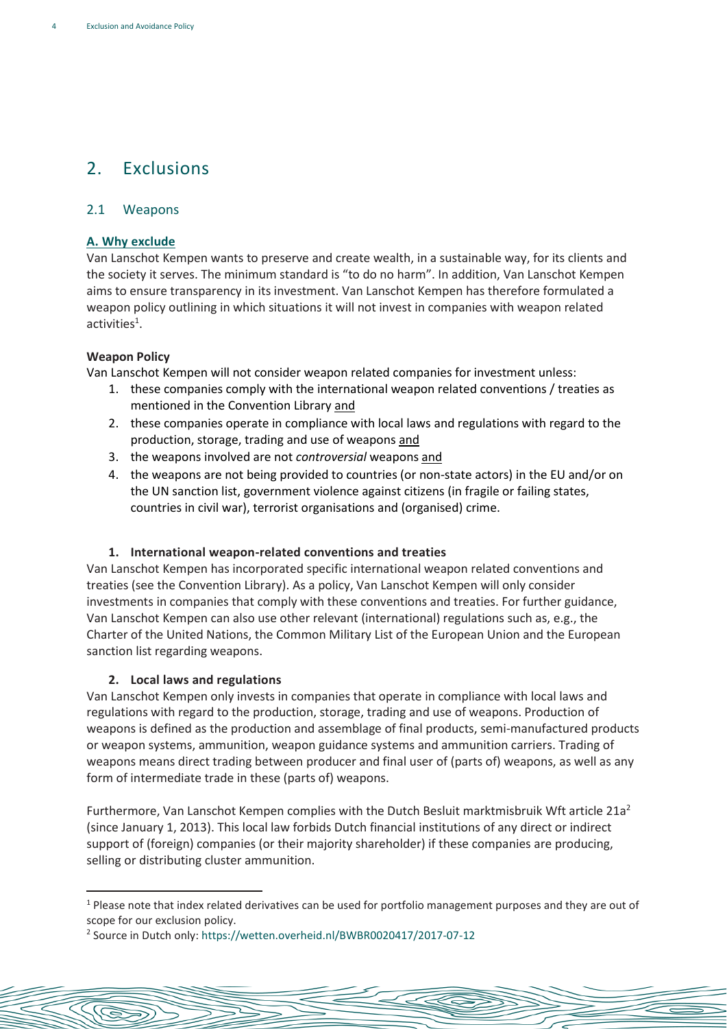## 2. Exclusions

### 2.1 Weapons

**A. Why exclude**

Van Lanschot Kempen wants to preserve and create wealth, in a sustainable way, for its clients and the society it serves. The minimum standard is "to do no harm". In addition, Van Lanschot Kempen aims to ensure transparency in its investment. Van Lanschot Kempen has therefore formulated a weapon policy outlining in which situations it will not invest in companies with weapon related activities[1].

**Weapon Policy**

Van Lanschot Kempen will not consider weapon related companies for investment unless:

1. these companies comply with the international weapon related conventions / treaties as mentioned in the Convention Library and
2. these companies operate in compliance with local laws and regulations with regard to the production, storage, trading and use of weapons and
3. the weapons involved are not *controversial* weapons and
4. the weapons are not being provided to countries (or non-state actors) in the EU and/or on the UN sanction list, government violence against citizens (in fragile or failing states, countries in civil war), terrorist organisations and (organised) crime.

**1. International weapon-related conventions and treaties**

Van Lanschot Kempen has incorporated specific international weapon related conventions and treaties (see the Convention Library). As a policy, Van Lanschot Kempen will only consider investments in companies that comply with these conventions and treaties. For further guidance, Van Lanschot Kempen can also use other relevant (international) regulations such as, e.g., the Charter of the United Nations, the Common Military List of the European Union and the European sanction list regarding weapons.

**2. Local laws and regulations**

Van Lanschot Kempen only invests in companies that operate in compliance with local laws and regulations with regard to the production, storage, trading and use of weapons. Production of weapons is defined as the production and assemblage of final products, semi-manufactured products or weapon systems, ammunition, weapon guidance systems and ammunition carriers. Trading of weapons means direct trading between producer and final user of (parts of) weapons, as well as any form of intermediate trade in these (parts of) weapons.

Furthermore, Van Lanschot Kempen complies with the Dutch Besluit marktmisbruik Wft article 21a[2] (since January 1, 2013). This local law forbids Dutch financial institutions of any direct or indirect support of (foreign) companies (or their majority shareholder) if these companies are producing, selling or distributing cluster ammunition.

---

[1] Please note that index related derivatives can be used for portfolio management purposes and they are out of scope for our exclusion policy.

[2] Source in Dutch only: https://wetten.overheid.nl/BWBR0020417/2017-07-12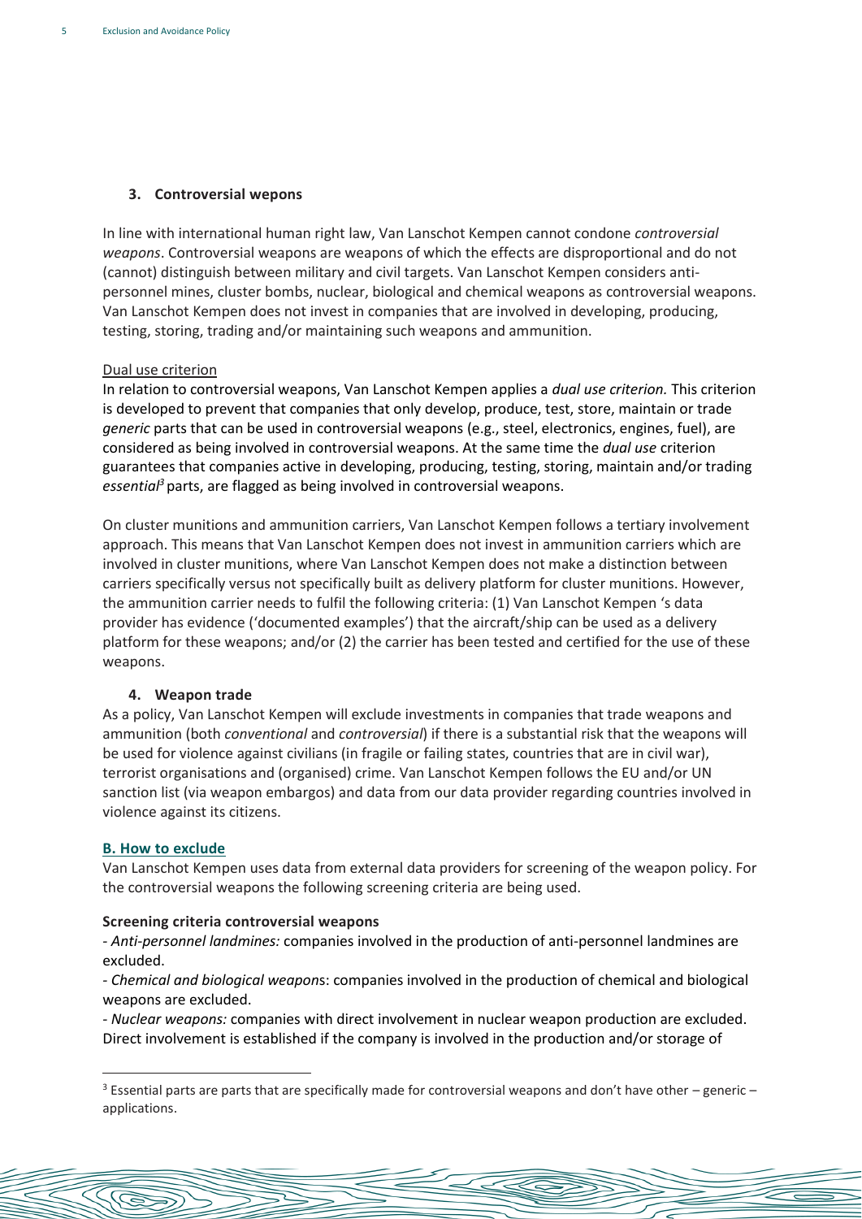### 3. Controversial wepons

In line with international human right law, Van Lanschot Kempen cannot condone *controversial weapons*. Controversial weapons are weapons of which the effects are disproportional and do not (cannot) distinguish between military and civil targets. Van Lanschot Kempen considers anti-personnel mines, cluster bombs, nuclear, biological and chemical weapons as controversial weapons. Van Lanschot Kempen does not invest in companies that are involved in developing, producing, testing, storing, trading and/or maintaining such weapons and ammunition.

<u>Dual use criterion</u>

In relation to controversial weapons, Van Lanschot Kempen applies a *dual use criterion*. This criterion is developed to prevent that companies that only develop, produce, test, store, maintain or trade *generic* parts that can be used in controversial weapons (e.g., steel, electronics, engines, fuel), are considered as being involved in controversial weapons. At the same time the *dual use* criterion guarantees that companies active in developing, producing, testing, storing, maintain and/or trading *essential*[3] parts, are flagged as being involved in controversial weapons.

On cluster munitions and ammunition carriers, Van Lanschot Kempen follows a tertiary involvement approach. This means that Van Lanschot Kempen does not invest in ammunition carriers which are involved in cluster munitions, where Van Lanschot Kempen does not make a distinction between carriers specifically versus not specifically built as delivery platform for cluster munitions. However, the ammunition carrier needs to fulfil the following criteria: (1) Van Lanschot Kempen 's data provider has evidence ('documented examples') that the aircraft/ship can be used as a delivery platform for these weapons; and/or (2) the carrier has been tested and certified for the use of these weapons.

### 4. Weapon trade

As a policy, Van Lanschot Kempen will exclude investments in companies that trade weapons and ammunition (both *conventional* and *controversial*) if there is a substantial risk that the weapons will be used for violence against civilians (in fragile or failing states, countries that are in civil war), terrorist organisations and (organised) crime. Van Lanschot Kempen follows the EU and/or UN sanction list (via weapon embargos) and data from our data provider regarding countries involved in violence against its citizens.

## B. How to exclude

Van Lanschot Kempen uses data from external data providers for screening of the weapon policy. For the controversial weapons the following screening criteria are being used.

**Screening criteria controversial weapons**

- *Anti-personnel landmines:* companies involved in the production of anti-personnel landmines are excluded.
- *Chemical and biological weapon*s: companies involved in the production of chemical and biological weapons are excluded.
- *Nuclear weapons:* companies with direct involvement in nuclear weapon production are excluded. Direct involvement is established if the company is involved in the production and/or storage of

[3] Essential parts are parts that are specifically made for controversial weapons and don't have other – generic – applications.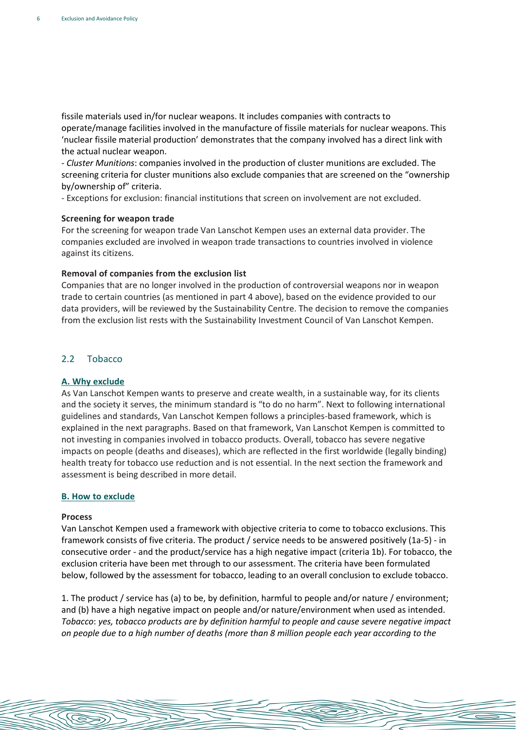fissile materials used in/for nuclear weapons. It includes companies with contracts to operate/manage facilities involved in the manufacture of fissile materials for nuclear weapons. This 'nuclear fissile material production' demonstrates that the company involved has a direct link with the actual nuclear weapon.

- *Cluster Munitions*: companies involved in the production of cluster munitions are excluded. The screening criteria for cluster munitions also exclude companies that are screened on the "ownership by/ownership of" criteria.
- Exceptions for exclusion: financial institutions that screen on involvement are not excluded.

**Screening for weapon trade**

For the screening for weapon trade Van Lanschot Kempen uses an external data provider. The companies excluded are involved in weapon trade transactions to countries involved in violence against its citizens.

**Removal of companies from the exclusion list**

Companies that are no longer involved in the production of controversial weapons nor in weapon trade to certain countries (as mentioned in part 4 above), based on the evidence provided to our data providers, will be reviewed by the Sustainability Centre. The decision to remove the companies from the exclusion list rests with the Sustainability Investment Council of Van Lanschot Kempen.

## 2.2 Tobacco

### A. Why exclude

As Van Lanschot Kempen wants to preserve and create wealth, in a sustainable way, for its clients and the society it serves, the minimum standard is "to do no harm". Next to following international guidelines and standards, Van Lanschot Kempen follows a principles-based framework, which is explained in the next paragraphs. Based on that framework, Van Lanschot Kempen is committed to not investing in companies involved in tobacco products. Overall, tobacco has severe negative impacts on people (deaths and diseases), which are reflected in the first worldwide (legally binding) health treaty for tobacco use reduction and is not essential. In the next section the framework and assessment is being described in more detail.

### B. How to exclude

**Process**

Van Lanschot Kempen used a framework with objective criteria to come to tobacco exclusions. This framework consists of five criteria. The product / service needs to be answered positively (1a-5) - in consecutive order - and the product/service has a high negative impact (criteria 1b). For tobacco, the exclusion criteria have been met through to our assessment. The criteria have been formulated below, followed by the assessment for tobacco, leading to an overall conclusion to exclude tobacco.

1. The product / service has (a) to be, by definition, harmful to people and/or nature / environment; and (b) have a high negative impact on people and/or nature/environment when used as intended. *Tobacco*: *yes, tobacco products are by definition harmful to people and cause severe negative impact on people due to a high number of deaths (more than 8 million people each year according to the*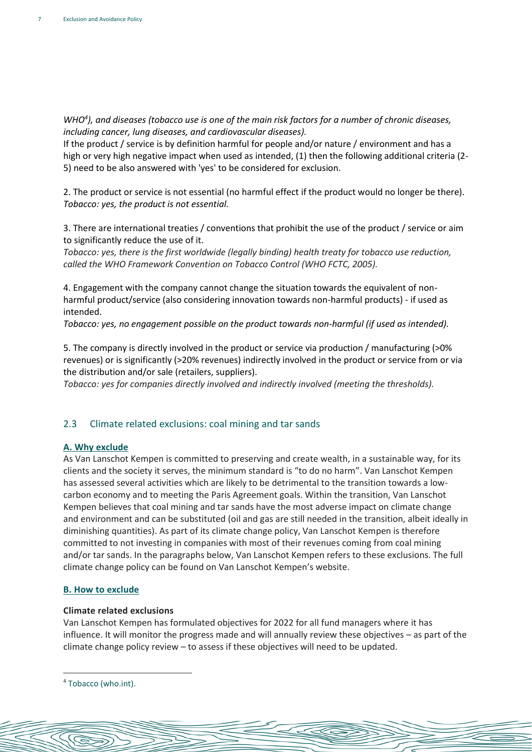*WHO[4]), and diseases (tobacco use is one of the main risk factors for a number of chronic diseases, including cancer, lung diseases, and cardiovascular diseases).*

If the product / service is by definition harmful for people and/or nature / environment and has a high or very high negative impact when used as intended, (1) then the following additional criteria (2-5) need to be also answered with 'yes' to be considered for exclusion.

2. The product or service is not essential (no harmful effect if the product would no longer be there).
*Tobacco: yes, the product is not essential.*

3. There are international treaties / conventions that prohibit the use of the product / service or aim to significantly reduce the use of it.
*Tobacco: yes, there is the first worldwide (legally binding) health treaty for tobacco use reduction, called the WHO Framework Convention on Tobacco Control (WHO FCTC, 2005).*

4. Engagement with the company cannot change the situation towards the equivalent of non-harmful product/service (also considering innovation towards non-harmful products) - if used as intended.
*Tobacco: yes, no engagement possible on the product towards non-harmful (if used as intended).*

5. The company is directly involved in the product or service via production / manufacturing (>0% revenues) or is significantly (>20% revenues) indirectly involved in the product or service from or via the distribution and/or sale (retailers, suppliers).
*Tobacco: yes for companies directly involved and indirectly involved (meeting the thresholds).*

## 2.3 Climate related exclusions: coal mining and tar sands

**A. Why exclude**

As Van Lanschot Kempen is committed to preserving and create wealth, in a sustainable way, for its clients and the society it serves, the minimum standard is "to do no harm". Van Lanschot Kempen has assessed several activities which are likely to be detrimental to the transition towards a low-carbon economy and to meeting the Paris Agreement goals. Within the transition, Van Lanschot Kempen believes that coal mining and tar sands have the most adverse impact on climate change and environment and can be substituted (oil and gas are still needed in the transition, albeit ideally in diminishing quantities). As part of its climate change policy, Van Lanschot Kempen is therefore committed to not investing in companies with most of their revenues coming from coal mining and/or tar sands. In the paragraphs below, Van Lanschot Kempen refers to these exclusions. The full climate change policy can be found on Van Lanschot Kempen's website.

**B. How to exclude**

**Climate related exclusions**

Van Lanschot Kempen has formulated objectives for 2022 for all fund managers where it has influence. It will monitor the progress made and will annually review these objectives – as part of the climate change policy review – to assess if these objectives will need to be updated.

[4] Tobacco (who.int).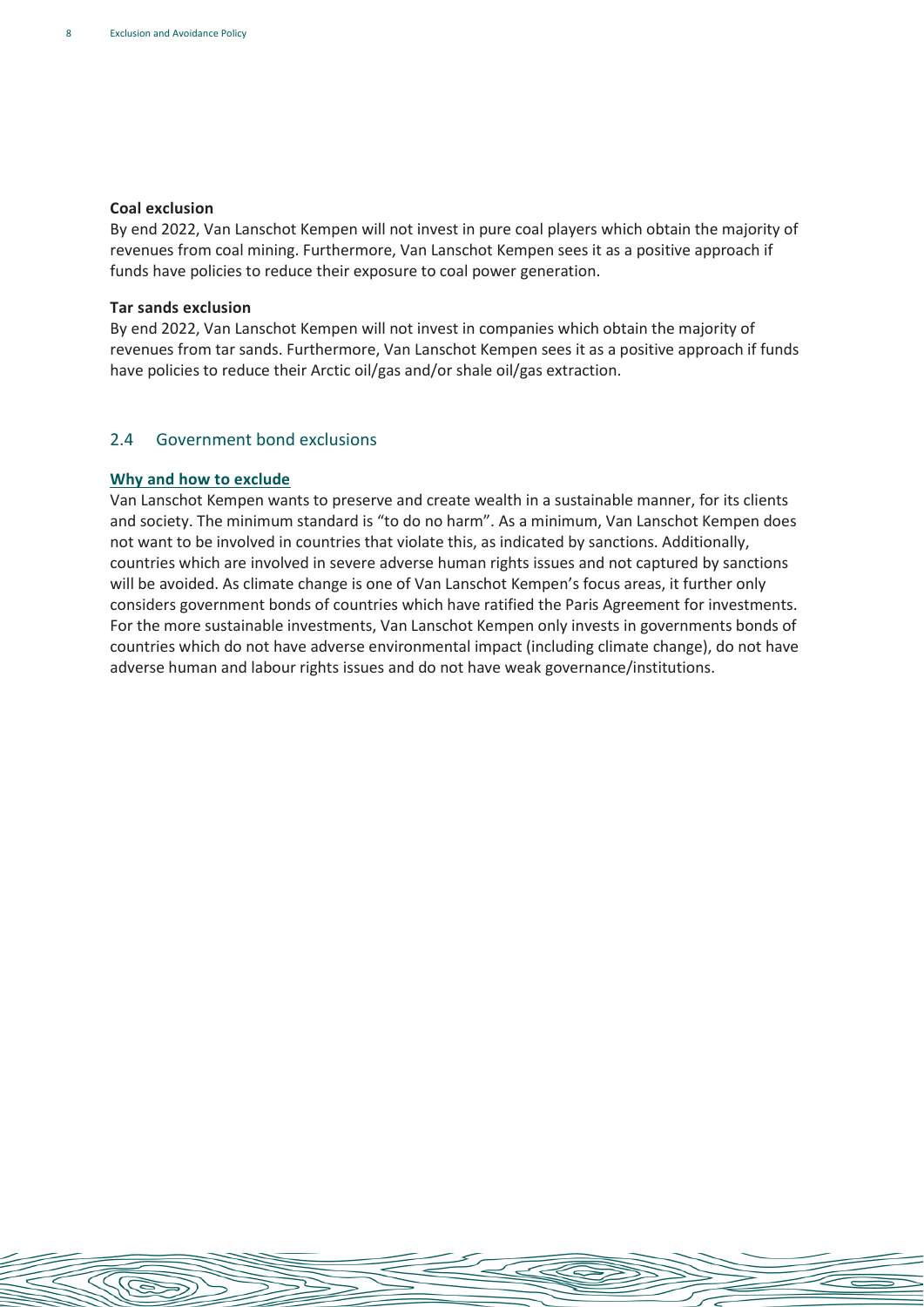**Coal exclusion**

By end 2022, Van Lanschot Kempen will not invest in pure coal players which obtain the majority of revenues from coal mining. Furthermore, Van Lanschot Kempen sees it as a positive approach if funds have policies to reduce their exposure to coal power generation.

**Tar sands exclusion**

By end 2022, Van Lanschot Kempen will not invest in companies which obtain the majority of revenues from tar sands. Furthermore, Van Lanschot Kempen sees it as a positive approach if funds have policies to reduce their Arctic oil/gas and/or shale oil/gas extraction.

## 2.4 Government bond exclusions

**Why and how to exclude**

Van Lanschot Kempen wants to preserve and create wealth in a sustainable manner, for its clients and society. The minimum standard is "to do no harm". As a minimum, Van Lanschot Kempen does not want to be involved in countries that violate this, as indicated by sanctions. Additionally, countries which are involved in severe adverse human rights issues and not captured by sanctions will be avoided. As climate change is one of Van Lanschot Kempen's focus areas, it further only considers government bonds of countries which have ratified the Paris Agreement for investments. For the more sustainable investments, Van Lanschot Kempen only invests in governments bonds of countries which do not have adverse environmental impact (including climate change), do not have adverse human and labour rights issues and do not have weak governance/institutions.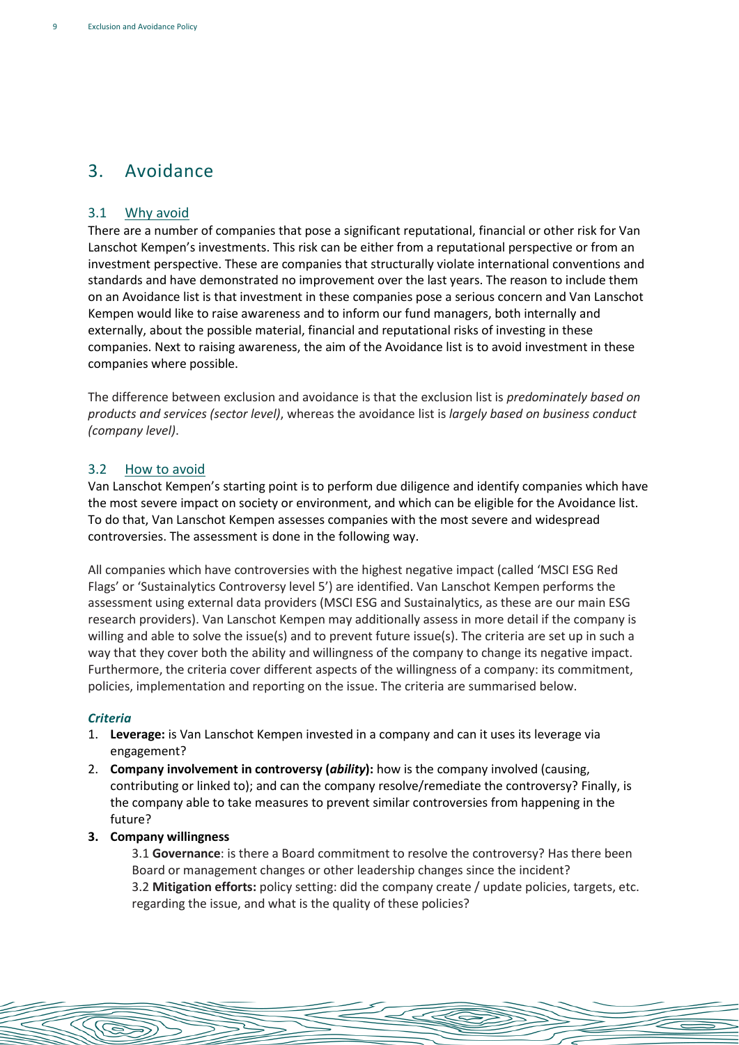# 3. Avoidance

## 3.1 Why avoid

There are a number of companies that pose a significant reputational, financial or other risk for Van Lanschot Kempen's investments. This risk can be either from a reputational perspective or from an investment perspective. These are companies that structurally violate international conventions and standards and have demonstrated no improvement over the last years. The reason to include them on an Avoidance list is that investment in these companies pose a serious concern and Van Lanschot Kempen would like to raise awareness and to inform our fund managers, both internally and externally, about the possible material, financial and reputational risks of investing in these companies. Next to raising awareness, the aim of the Avoidance list is to avoid investment in these companies where possible.

The difference between exclusion and avoidance is that the exclusion list is *predominately based on products and services (sector level)*, whereas the avoidance list is *largely based on business conduct (company level).*

## 3.2 How to avoid

Van Lanschot Kempen's starting point is to perform due diligence and identify companies which have the most severe impact on society or environment, and which can be eligible for the Avoidance list. To do that, Van Lanschot Kempen assesses companies with the most severe and widespread controversies. The assessment is done in the following way.

All companies which have controversies with the highest negative impact (called 'MSCI ESG Red Flags' or 'Sustainalytics Controversy level 5') are identified. Van Lanschot Kempen performs the assessment using external data providers (MSCI ESG and Sustainalytics, as these are our main ESG research providers). Van Lanschot Kempen may additionally assess in more detail if the company is willing and able to solve the issue(s) and to prevent future issue(s). The criteria are set up in such a way that they cover both the ability and willingness of the company to change its negative impact. Furthermore, the criteria cover different aspects of the willingness of a company: its commitment, policies, implementation and reporting on the issue. The criteria are summarised below.

***Criteria***

1. **Leverage:** is Van Lanschot Kempen invested in a company and can it uses its leverage via engagement?
2. **Company involvement in controversy (*ability*):** how is the company involved (causing, contributing or linked to); and can the company resolve/remediate the controversy? Finally, is the company able to take measures to prevent similar controversies from happening in the future?
3. **Company willingness**

   3.1 **Governance**: is there a Board commitment to resolve the controversy? Has there been Board or management changes or other leadership changes since the incident?

   3.2 **Mitigation efforts:** policy setting: did the company create / update policies, targets, etc. regarding the issue, and what is the quality of these policies?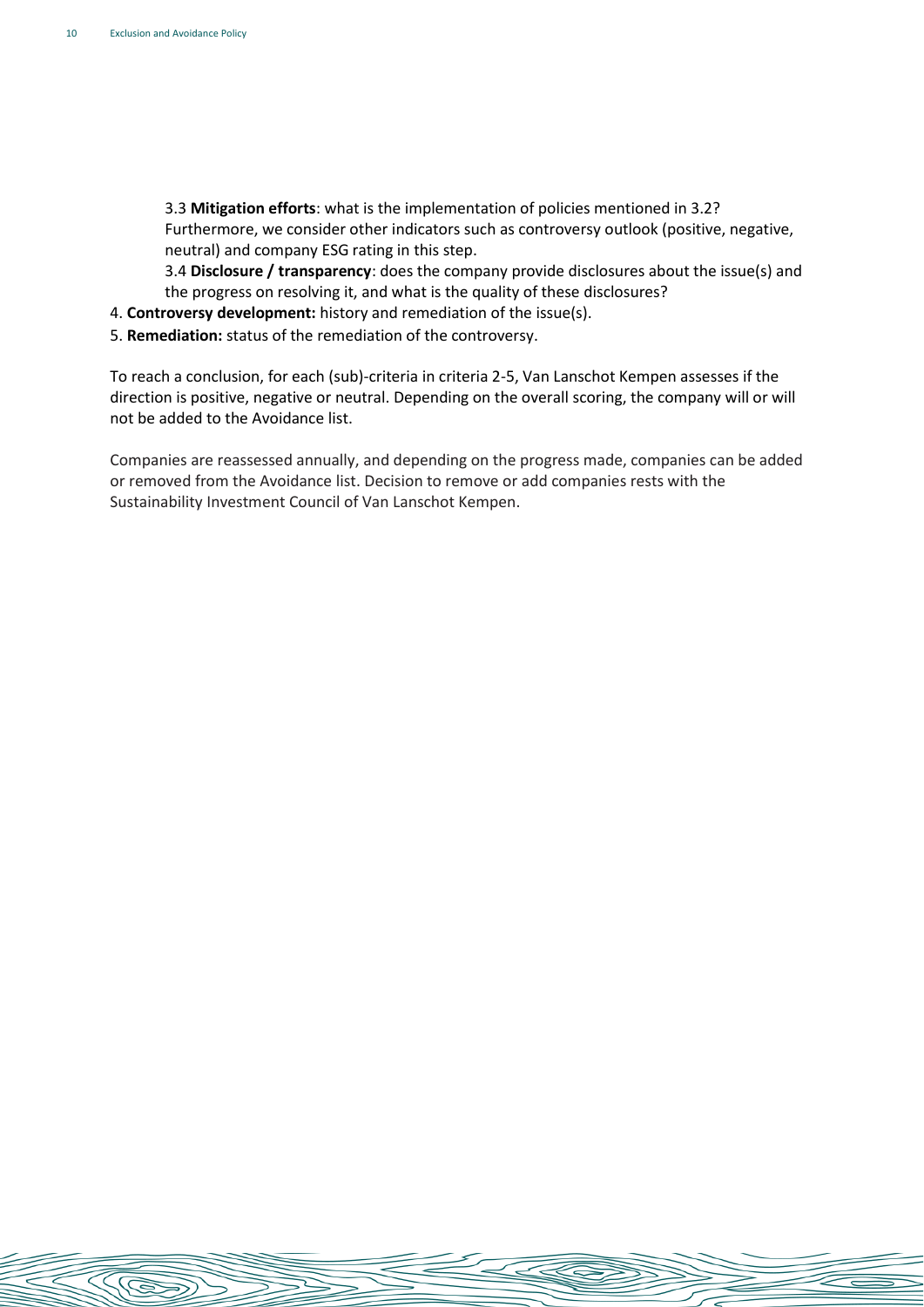3.3 **Mitigation efforts**: what is the implementation of policies mentioned in 3.2? Furthermore, we consider other indicators such as controversy outlook (positive, negative, neutral) and company ESG rating in this step.

3.4 **Disclosure / transparency**: does the company provide disclosures about the issue(s) and the progress on resolving it, and what is the quality of these disclosures?

4. **Controversy development:** history and remediation of the issue(s).
5. **Remediation:** status of the remediation of the controversy.

To reach a conclusion, for each (sub)-criteria in criteria 2-5, Van Lanschot Kempen assesses if the direction is positive, negative or neutral. Depending on the overall scoring, the company will or will not be added to the Avoidance list.

Companies are reassessed annually, and depending on the progress made, companies can be added or removed from the Avoidance list. Decision to remove or add companies rests with the Sustainability Investment Council of Van Lanschot Kempen.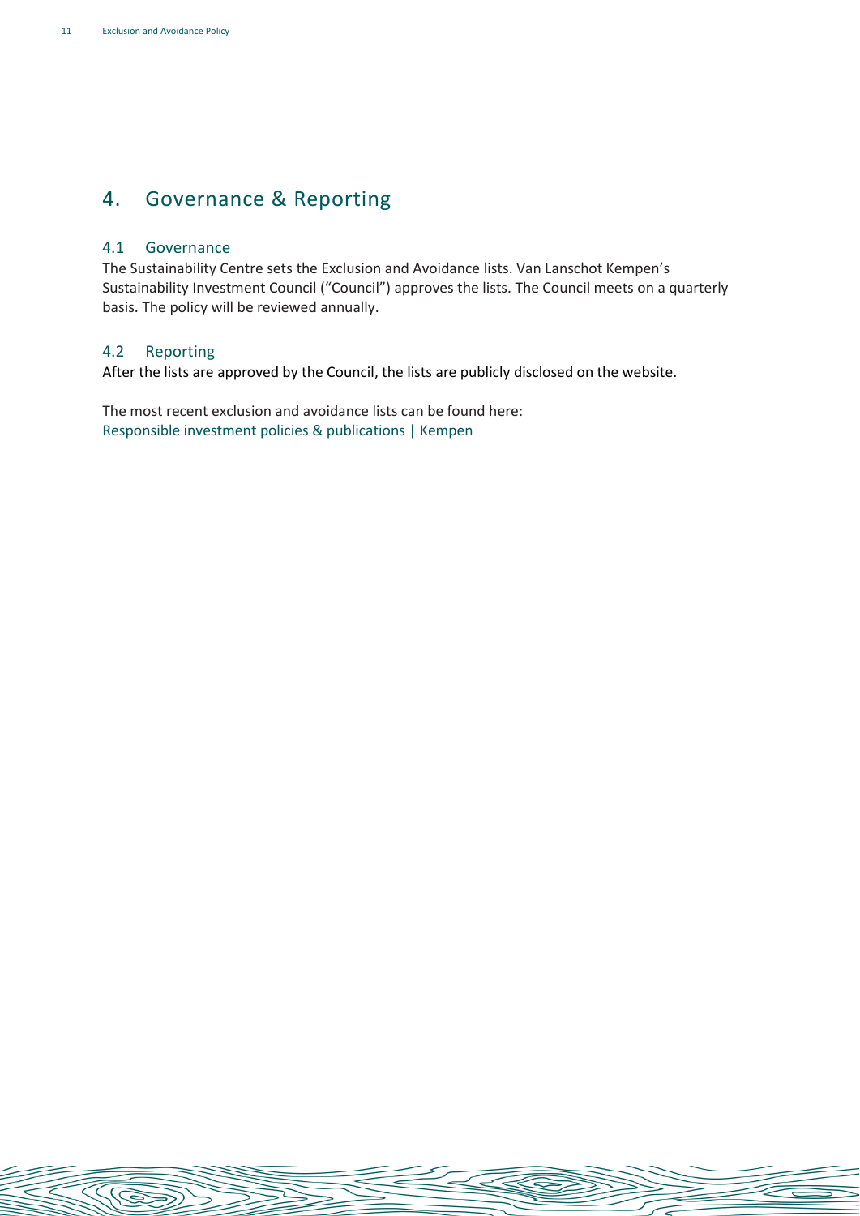# 4. Governance & Reporting

## 4.1 Governance

The Sustainability Centre sets the Exclusion and Avoidance lists. Van Lanschot Kempen's Sustainability Investment Council ("Council") approves the lists. The Council meets on a quarterly basis. The policy will be reviewed annually.

## 4.2 Reporting

After the lists are approved by the Council, the lists are publicly disclosed on the website.

The most recent exclusion and avoidance lists can be found here:
Responsible investment policies & publications | Kempen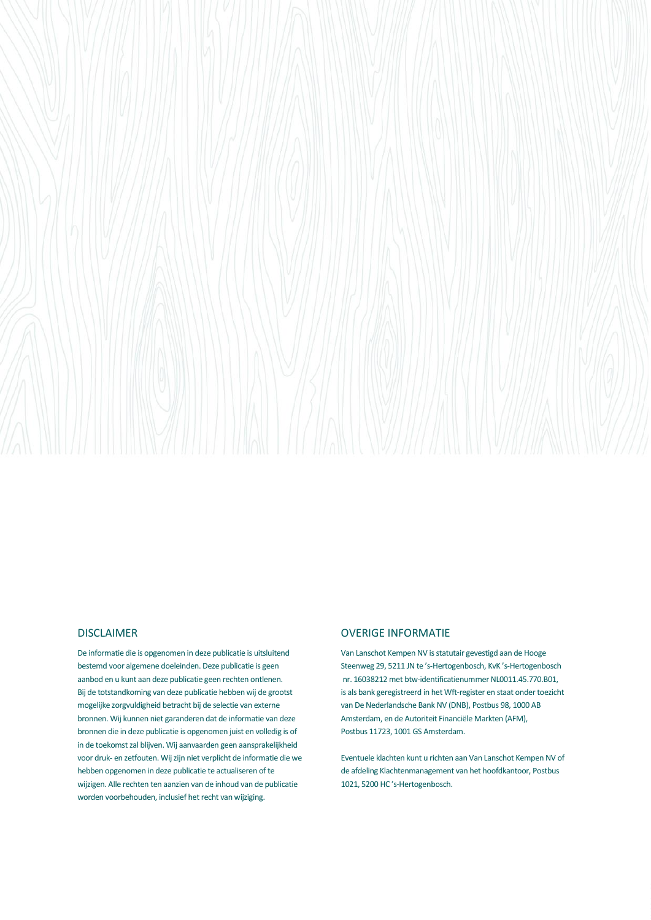## DISCLAIMER

De informatie die is opgenomen in deze publicatie is uitsluitend bestemd voor algemene doeleinden. Deze publicatie is geen aanbod en u kunt aan deze publicatie geen rechten ontlenen. Bij de totstandkoming van deze publicatie hebben wij de grootst mogelijke zorgvuldigheid betracht bij de selectie van externe bronnen. Wij kunnen niet garanderen dat de informatie van deze bronnen die in deze publicatie is opgenomen juist en volledig is of in de toekomst zal blijven. Wij aanvaarden geen aansprakelijkheid voor druk- en zetfouten. Wij zijn niet verplicht de informatie die we hebben opgenomen in deze publicatie te actualiseren of te wijzigen. Alle rechten ten aanzien van de inhoud van de publicatie worden voorbehouden, inclusief het recht van wijziging.

## OVERIGE INFORMATIE

Van Lanschot Kempen NV is statutair gevestigd aan de Hooge Steenweg 29, 5211 JN te 's-Hertogenbosch, KvK 's-Hertogenbosch nr. 16038212 met btw-identificatienummer NL0011.45.770.B01, is als bank geregistreerd in het Wft-register en staat onder toezicht van De Nederlandsche Bank NV (DNB), Postbus 98, 1000 AB Amsterdam, en de Autoriteit Financiële Markten (AFM), Postbus 11723, 1001 GS Amsterdam.

Eventuele klachten kunt u richten aan Van Lanschot Kempen NV of de afdeling Klachtenmanagement van het hoofdkantoor, Postbus 1021, 5200 HC 's-Hertogenbosch.